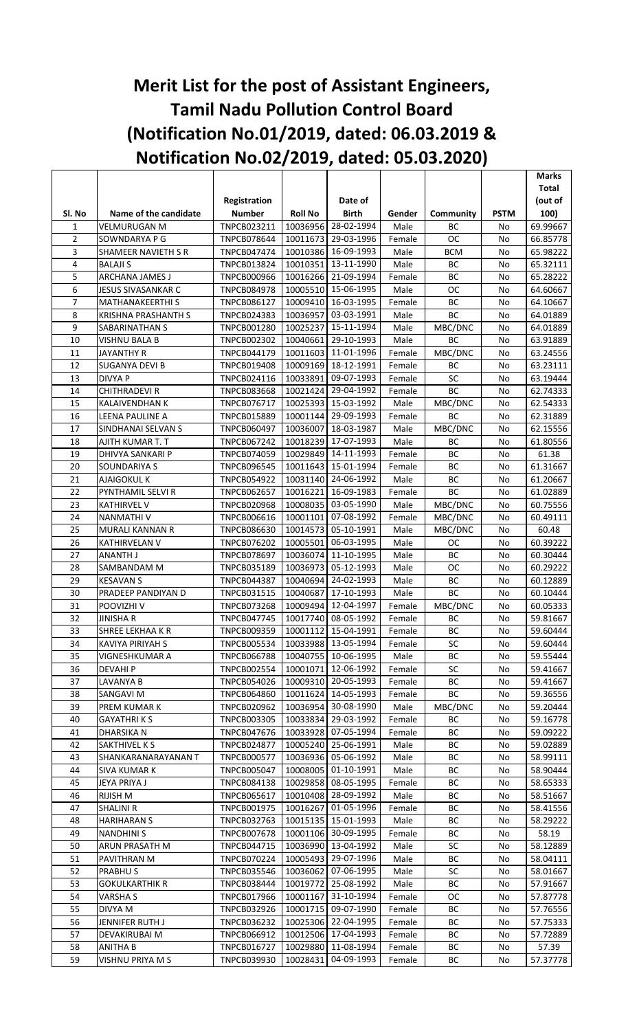# Merit List for the post of Assistant Engineers, Tamil Nadu Pollution Control Board (Notification No.01/2019, dated: 06.03.2019 & Notification No.02/2019, dated: 05.03.2020)

| Sl. No | Name of the candidate | Registration Number | Roll No | Date of Birth | Gender | Community | PSTM | Marks Total (out of 100) |
|---|---|---|---|---|---|---|---|---|
| 1 | VELMURUGAN M | TNPCB023211 | 10036956 | 28-02-1994 | Male | BC | No | 69.99667 |
| 2 | SOWNDARYA P G | TNPCB078644 | 10011673 | 29-03-1996 | Female | OC | No | 66.85778 |
| 3 | SHAMEER NAVIETH S R | TNPCB047474 | 10010386 | 16-09-1993 | Male | BCM | No | 65.98222 |
| 4 | BALAJI S | TNPCB013824 | 10010351 | 13-11-1990 | Male | BC | No | 65.32111 |
| 5 | ARCHANA JAMES J | TNPCB000966 | 10016266 | 21-09-1994 | Female | BC | No | 65.28222 |
| 6 | JESUS SIVASANKAR C | TNPCB084978 | 10005510 | 15-06-1995 | Male | OC | No | 64.60667 |
| 7 | MATHANAKEERTHI S | TNPCB086127 | 10009410 | 16-03-1995 | Female | BC | No | 64.10667 |
| 8 | KRISHNA PRASHANTH S | TNPCB024383 | 10036957 | 03-03-1991 | Male | BC | No | 64.01889 |
| 9 | SABARINATHAN S | TNPCB001280 | 10025237 | 15-11-1994 | Male | MBC/DNC | No | 64.01889 |
| 10 | VISHNU BALA B | TNPCB002302 | 10040661 | 29-10-1993 | Male | BC | No | 63.91889 |
| 11 | JAYANTHY R | TNPCB044179 | 10011603 | 11-01-1996 | Female | MBC/DNC | No | 63.24556 |
| 12 | SUGANYA DEVI B | TNPCB019408 | 10009169 | 18-12-1991 | Female | BC | No | 63.23111 |
| 13 | DIVYA P | TNPCB024116 | 10033891 | 09-07-1993 | Female | SC | No | 63.19444 |
| 14 | CHITHRADEVI R | TNPCB083668 | 10021424 | 29-04-1992 | Female | BC | No | 62.74333 |
| 15 | KALAIVENDHAN K | TNPCB076717 | 10025393 | 15-03-1992 | Male | MBC/DNC | No | 62.54333 |
| 16 | LEENA PAULINE A | TNPCB015889 | 10001144 | 29-09-1993 | Female | BC | No | 62.31889 |
| 17 | SINDHANAI SELVAN S | TNPCB060497 | 10036007 | 18-03-1987 | Male | MBC/DNC | No | 62.15556 |
| 18 | AJITH KUMAR T. T | TNPCB067242 | 10018239 | 17-07-1993 | Male | BC | No | 61.80556 |
| 19 | DHIVYA SANKARI P | TNPCB074059 | 10029849 | 14-11-1993 | Female | BC | No | 61.38 |
| 20 | SOUNDARIYA S | TNPCB096545 | 10011643 | 15-01-1994 | Female | BC | No | 61.31667 |
| 21 | AJAIGOKUL K | TNPCB054922 | 10031140 | 24-06-1992 | Male | BC | No | 61.20667 |
| 22 | PYNTHAMIL SELVI R | TNPCB062657 | 10016221 | 16-09-1983 | Female | BC | No | 61.02889 |
| 23 | KATHIRVEL V | TNPCB020968 | 10008035 | 03-05-1990 | Male | MBC/DNC | No | 60.75556 |
| 24 | NANMATHI V | TNPCB006616 | 10001101 | 07-08-1992 | Female | MBC/DNC | No | 60.49111 |
| 25 | MURALI KANNAN R | TNPCB086630 | 10014573 | 05-10-1991 | Male | MBC/DNC | No | 60.48 |
| 26 | KATHIRVELAN V | TNPCB076202 | 10005501 | 06-03-1995 | Male | OC | No | 60.39222 |
| 27 | ANANTH J | TNPCB078697 | 10036074 | 11-10-1995 | Male | BC | No | 60.30444 |
| 28 | SAMBANDAM M | TNPCB035189 | 10036973 | 05-12-1993 | Male | OC | No | 60.29222 |
| 29 | KESAVAN S | TNPCB044387 | 10040694 | 24-02-1993 | Male | BC | No | 60.12889 |
| 30 | PRADEEP PANDIYAN D | TNPCB031515 | 10040687 | 17-10-1993 | Male | BC | No | 60.10444 |
| 31 | POOVIZHI V | TNPCB073268 | 10009494 | 12-04-1997 | Female | MBC/DNC | No | 60.05333 |
| 32 | JINISHA R | TNPCB047745 | 10017740 | 08-05-1992 | Female | BC | No | 59.81667 |
| 33 | SHREE LEKHAA K R | TNPCB009359 | 10001112 | 15-04-1991 | Female | BC | No | 59.60444 |
| 34 | KAVIYA PIRIYAH S | TNPCB005534 | 10033988 | 13-05-1994 | Female | SC | No | 59.60444 |
| 35 | VIGNESHKUMAR A | TNPCB066788 | 10040755 | 10-06-1995 | Male | BC | No | 59.55444 |
| 36 | DEVAHI P | TNPCB002554 | 10001071 | 12-06-1992 | Female | SC | No | 59.41667 |
| 37 | LAVANYA B | TNPCB054026 | 10009310 | 20-05-1993 | Female | BC | No | 59.41667 |
| 38 | SANGAVI M | TNPCB064860 | 10011624 | 14-05-1993 | Female | BC | No | 59.36556 |
| 39 | PREM KUMAR K | TNPCB020962 | 10036954 | 30-08-1990 | Male | MBC/DNC | No | 59.20444 |
| 40 | GAYATHRI K S | TNPCB003305 | 10033834 | 29-03-1992 | Female | BC | No | 59.16778 |
| 41 | DHARSIKA N | TNPCB047676 | 10033928 | 07-05-1994 | Female | BC | No | 59.09222 |
| 42 | SAKTHIVEL K S | TNPCB024877 | 10005240 | 25-06-1991 | Male | BC | No | 59.02889 |
| 43 | SHANKARANARAYANAN T | TNPCB000577 | 10036936 | 05-06-1992 | Male | BC | No | 58.99111 |
| 44 | SIVA KUMAR K | TNPCB005047 | 10008005 | 01-10-1991 | Male | BC | No | 58.90444 |
| 45 | JEYA PRIYA J | TNPCB084138 | 10029858 | 08-05-1995 | Female | BC | No | 58.65333 |
| 46 | RIJISH M | TNPCB065617 | 10010408 | 28-09-1992 | Male | BC | No | 58.51667 |
| 47 | SHALINI R | TNPCB001975 | 10016267 | 01-05-1996 | Female | BC | No | 58.41556 |
| 48 | HARIHARAN S | TNPCB032763 | 10015135 | 15-01-1993 | Male | BC | No | 58.29222 |
| 49 | NANDHINI S | TNPCB007678 | 10001106 | 30-09-1995 | Female | BC | No | 58.19 |
| 50 | ARUN PRASATH M | TNPCB044715 | 10036990 | 13-04-1992 | Male | SC | No | 58.12889 |
| 51 | PAVITHRAN M | TNPCB070224 | 10005493 | 29-07-1996 | Male | BC | No | 58.04111 |
| 52 | PRABHU S | TNPCB035546 | 10036062 | 07-06-1995 | Male | SC | No | 58.01667 |
| 53 | GOKULKARTHIK R | TNPCB038444 | 10019772 | 25-08-1992 | Male | BC | No | 57.91667 |
| 54 | VARSHA S | TNPCB017966 | 10001167 | 31-10-1994 | Female | OC | No | 57.87778 |
| 55 | DIVYA M | TNPCB032926 | 10001715 | 09-07-1990 | Female | BC | No | 57.76556 |
| 56 | JENNIFER RUTH J | TNPCB036232 | 10025306 | 22-04-1995 | Female | BC | No | 57.75333 |
| 57 | DEVAKIRUBAI M | TNPCB066912 | 10012506 | 17-04-1993 | Female | BC | No | 57.72889 |
| 58 | ANITHA B | TNPCB016727 | 10029880 | 11-08-1994 | Female | BC | No | 57.39 |
| 59 | VISHNU PRIYA M S | TNPCB039930 | 10028431 | 04-09-1993 | Female | BC | No | 57.37778 |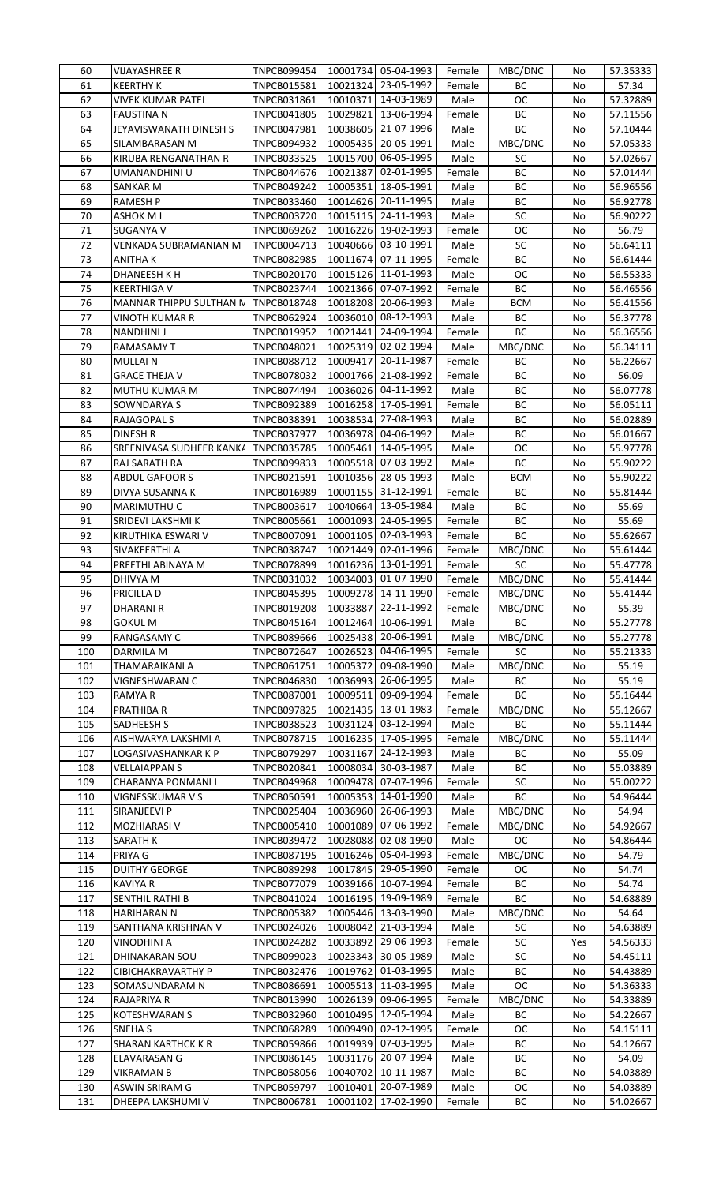| 60 | VIJAYASHREE R | TNPCB099454 | 10001734 | 05-04-1993 | Female | MBC/DNC | No | 57.35333 |
|---|---|---|---|---|---|---|---|---|
| 61 | KEERTHY K | TNPCB015581 | 10021324 | 23-05-1992 | Female | BC | No | 57.34 |
| 62 | VIVEK KUMAR PATEL | TNPCB031861 | 10010371 | 14-03-1989 | Male | OC | No | 57.32889 |
| 63 | FAUSTINA N | TNPCB041805 | 10029821 | 13-06-1994 | Female | BC | No | 57.11556 |
| 64 | JEYAVISWANATH DINESH S | TNPCB047981 | 10038605 | 21-07-1996 | Male | BC | No | 57.10444 |
| 65 | SILAMBARASAN M | TNPCB094932 | 10005435 | 20-05-1991 | Male | MBC/DNC | No | 57.05333 |
| 66 | KIRUBA RENGANATHAN R | TNPCB033525 | 10015700 | 06-05-1995 | Male | SC | No | 57.02667 |
| 67 | UMANANDHINI U | TNPCB044676 | 10021387 | 02-01-1995 | Female | BC | No | 57.01444 |
| 68 | SANKAR M | TNPCB049242 | 10005351 | 18-05-1991 | Male | BC | No | 56.96556 |
| 69 | RAMESH P | TNPCB033460 | 10014626 | 20-11-1995 | Male | BC | No | 56.92778 |
| 70 | ASHOK M I | TNPCB003720 | 10015115 | 24-11-1993 | Male | SC | No | 56.90222 |
| 71 | SUGANYA V | TNPCB069262 | 10016226 | 19-02-1993 | Female | OC | No | 56.79 |
| 72 | VENKADA SUBRAMANIAN M | TNPCB004713 | 10040666 | 03-10-1991 | Male | SC | No | 56.64111 |
| 73 | ANITHA K | TNPCB082985 | 10011674 | 07-11-1995 | Female | BC | No | 56.61444 |
| 74 | DHANEESH K H | TNPCB020170 | 10015126 | 11-01-1993 | Male | OC | No | 56.55333 |
| 75 | KEERTHIGA V | TNPCB023744 | 10021366 | 07-07-1992 | Female | BC | No | 56.46556 |
| 76 | MANNAR THIPPU SULTHAN N | TNPCB018748 | 10018208 | 20-06-1993 | Male | BCM | No | 56.41556 |
| 77 | VINOTH KUMAR R | TNPCB062924 | 10036010 | 08-12-1993 | Male | BC | No | 56.37778 |
| 78 | NANDHINI J | TNPCB019952 | 10021441 | 24-09-1994 | Female | BC | No | 56.36556 |
| 79 | RAMASAMY T | TNPCB048021 | 10025319 | 02-02-1994 | Male | MBC/DNC | No | 56.34111 |
| 80 | MULLAI N | TNPCB088712 | 10009417 | 20-11-1987 | Female | BC | No | 56.22667 |
| 81 | GRACE THEJA V | TNPCB078032 | 10001766 | 21-08-1992 | Female | BC | No | 56.09 |
| 82 | MUTHU KUMAR M | TNPCB074494 | 10036026 | 04-11-1992 | Male | BC | No | 56.07778 |
| 83 | SOWNDARYA S | TNPCB092389 | 10016258 | 17-05-1991 | Female | BC | No | 56.05111 |
| 84 | RAJAGOPAL S | TNPCB038391 | 10038534 | 27-08-1993 | Male | BC | No | 56.02889 |
| 85 | DINESH R | TNPCB037977 | 10036978 | 04-06-1992 | Male | BC | No | 56.01667 |
| 86 | SREENIVASA SUDHEER KANKA | TNPCB035785 | 10005461 | 14-05-1995 | Male | OC | No | 55.97778 |
| 87 | RAJ SARATH RA | TNPCB099833 | 10005518 | 07-03-1992 | Male | BC | No | 55.90222 |
| 88 | ABDUL GAFOOR S | TNPCB021591 | 10010356 | 28-05-1993 | Male | BCM | No | 55.90222 |
| 89 | DIVYA SUSANNA K | TNPCB016989 | 10001155 | 31-12-1991 | Female | BC | No | 55.81444 |
| 90 | MARIMUTHU C | TNPCB003617 | 10040664 | 13-05-1984 | Male | BC | No | 55.69 |
| 91 | SRIDEVI LAKSHMI K | TNPCB005661 | 10001093 | 24-05-1995 | Female | BC | No | 55.69 |
| 92 | KIRUTHIKA ESWARI V | TNPCB007091 | 10001105 | 02-03-1993 | Female | BC | No | 55.62667 |
| 93 | SIVAKEERTHI A | TNPCB038747 | 10021449 | 02-01-1996 | Female | MBC/DNC | No | 55.61444 |
| 94 | PREETHI ABINAYA M | TNPCB078899 | 10016236 | 13-01-1991 | Female | SC | No | 55.47778 |
| 95 | DHIVYA M | TNPCB031032 | 10034003 | 01-07-1990 | Female | MBC/DNC | No | 55.41444 |
| 96 | PRICILLA D | TNPCB045395 | 10009278 | 14-11-1990 | Female | MBC/DNC | No | 55.41444 |
| 97 | DHARANI R | TNPCB019208 | 10033887 | 22-11-1992 | Female | MBC/DNC | No | 55.39 |
| 98 | GOKUL M | TNPCB045164 | 10012464 | 10-06-1991 | Male | BC | No | 55.27778 |
| 99 | RANGASAMY C | TNPCB089666 | 10025438 | 20-06-1991 | Male | MBC/DNC | No | 55.27778 |
| 100 | DARMILA M | TNPCB072647 | 10026523 | 04-06-1995 | Female | SC | No | 55.21333 |
| 101 | THAMARAIKANI A | TNPCB061751 | 10005372 | 09-08-1990 | Male | MBC/DNC | No | 55.19 |
| 102 | VIGNESHWARAN C | TNPCB046830 | 10036993 | 26-06-1995 | Male | BC | No | 55.19 |
| 103 | RAMYA R | TNPCB087001 | 10009511 | 09-09-1994 | Female | BC | No | 55.16444 |
| 104 | PRATHIBA R | TNPCB097825 | 10021435 | 13-01-1983 | Female | MBC/DNC | No | 55.12667 |
| 105 | SADHEESH S | TNPCB038523 | 10031124 | 03-12-1994 | Male | BC | No | 55.11444 |
| 106 | AISHWARYA LAKSHMI A | TNPCB078715 | 10016235 | 17-05-1995 | Female | MBC/DNC | No | 55.11444 |
| 107 | LOGASIVASHANKAR K P | TNPCB079297 | 10031167 | 24-12-1993 | Male | BC | No | 55.09 |
| 108 | VELLAIAPPAN S | TNPCB020841 | 10008034 | 30-03-1987 | Male | BC | No | 55.03889 |
| 109 | CHARANYA PONMANI I | TNPCB049968 | 10009478 | 07-07-1996 | Female | SC | No | 55.00222 |
| 110 | VIGNESSKUMAR V S | TNPCB050591 | 10005353 | 14-01-1990 | Male | BC | No | 54.96444 |
| 111 | SIRANJEEVI P | TNPCB025404 | 10036960 | 26-06-1993 | Male | MBC/DNC | No | 54.94 |
| 112 | MOZHIARASI V | TNPCB005410 | 10001089 | 07-06-1992 | Female | MBC/DNC | No | 54.92667 |
| 113 | SARATH K | TNPCB039472 | 10028088 | 02-08-1990 | Male | OC | No | 54.86444 |
| 114 | PRIYA G | TNPCB087195 | 10016246 | 05-04-1993 | Female | MBC/DNC | No | 54.79 |
| 115 | DUITHY GEORGE | TNPCB089298 | 10017845 | 29-05-1990 | Female | OC | No | 54.74 |
| 116 | KAVIYA R | TNPCB077079 | 10039166 | 10-07-1994 | Female | BC | No | 54.74 |
| 117 | SENTHIL RATHI B | TNPCB041024 | 10016195 | 19-09-1989 | Female | BC | No | 54.68889 |
| 118 | HARIHARAN N | TNPCB005382 | 10005446 | 13-03-1990 | Male | MBC/DNC | No | 54.64 |
| 119 | SANTHANA KRISHNAN V | TNPCB024026 | 10008042 | 21-03-1994 | Male | SC | No | 54.63889 |
| 120 | VINODHINI A | TNPCB024282 | 10033892 | 29-06-1993 | Female | SC | Yes | 54.56333 |
| 121 | DHINAKARAN SOU | TNPCB099023 | 10023343 | 30-05-1989 | Male | SC | No | 54.45111 |
| 122 | CIBICHAKRAVARTHY P | TNPCB032476 | 10019762 | 01-03-1995 | Male | BC | No | 54.43889 |
| 123 | SOMASUNDARAM N | TNPCB086691 | 10005513 | 11-03-1995 | Male | OC | No | 54.36333 |
| 124 | RAJAPRIYA R | TNPCB013990 | 10026139 | 09-06-1995 | Female | MBC/DNC | No | 54.33889 |
| 125 | KOTESHWARAN S | TNPCB032960 | 10010495 | 12-05-1994 | Male | BC | No | 54.22667 |
| 126 | SNEHA S | TNPCB068289 | 10009490 | 02-12-1995 | Female | OC | No | 54.15111 |
| 127 | SHARAN KARTHCK K R | TNPCB059866 | 10019939 | 07-03-1995 | Male | BC | No | 54.12667 |
| 128 | ELAVARASAN G | TNPCB086145 | 10031176 | 20-07-1994 | Male | BC | No | 54.09 |
| 129 | VIKRAMAN B | TNPCB058056 | 10040702 | 10-11-1987 | Male | BC | No | 54.03889 |
| 130 | ASWIN SRIRAM G | TNPCB059797 | 10010401 | 20-07-1989 | Male | OC | No | 54.03889 |
| 131 | DHEEPA LAKSHUMI V | TNPCB006781 | 10001102 | 17-02-1990 | Female | BC | No | 54.02667 |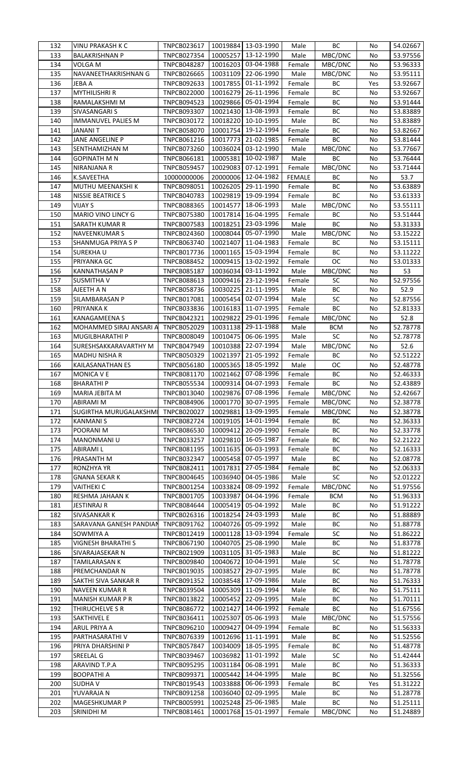| 132 | VINU PRAKASH K C | TNPCB023617 | 10019884 | 13-03-1990 | Male | BC | No | 54.02667 |
|---|---|---|---|---|---|---|---|---|
| 133 | BALAKRISHNAN P | TNPCB027354 | 10005257 | 13-12-1990 | Male | MBC/DNC | No | 53.97556 |
| 134 | VOLGA M | TNPCB048287 | 10016203 | 03-04-1988 | Female | MBC/DNC | No | 53.96333 |
| 135 | NAVANEETHAKRISHNAN G | TNPCB026665 | 10031109 | 22-06-1990 | Male | MBC/DNC | No | 53.95111 |
| 136 | JEBA A | TNPCB092633 | 10017855 | 01-11-1992 | Female | BC | Yes | 53.92667 |
| 137 | MYTHILISHRI R | TNPCB022000 | 10016279 | 26-11-1996 | Female | BC | No | 53.92667 |
| 138 | RAMALAKSHMI M | TNPCB094523 | 10029866 | 05-01-1994 | Female | BC | No | 53.91444 |
| 139 | SIVASANGARI S | TNPCB093307 | 10021430 | 13-08-1993 | Female | BC | No | 53.83889 |
| 140 | IMMANUVEL PALIES M | TNPCB030172 | 10018220 | 10-10-1995 | Male | BC | No | 53.83889 |
| 141 | JANANI T | TNPCB058070 | 10001754 | 19-12-1994 | Female | BC | No | 53.82667 |
| 142 | JANE ANGELINE P | TNPCB061216 | 10017773 | 21-02-1985 | Female | BC | No | 53.81444 |
| 143 | SENTHAMIZHAN M | TNPCB073260 | 10036024 | 03-12-1990 | Male | MBC/DNC | No | 53.77667 |
| 144 | GOPINATH M N | TNPCB066181 | 10005381 | 10-02-1987 | Male | BC | No | 53.76444 |
| 145 | NIRANJANA R | TNPCB059457 | 10029083 | 07-12-1991 | Female | MBC/DNC | No | 53.71444 |
| 146 | K.SAVEETHA | 10000000006 | 20000006 | 12-04-1982 | FEMALE | BC | No | 53.7 |
| 147 | MUTHU MEENAKSHI K | TNPCB098051 | 10026205 | 29-11-1990 | Female | BC | No | 53.63889 |
| 148 | NISSIE BEATRICE S | TNPCB040783 | 10029819 | 19-09-1994 | Female | BC | No | 53.61333 |
| 149 | VIJAY S | TNPCB088365 | 10014577 | 18-06-1993 | Male | MBC/DNC | No | 53.55111 |
| 150 | MARIO VINO LINCY G | TNPCB075380 | 10017814 | 16-04-1995 | Female | BC | No | 53.51444 |
| 151 | SARATH KUMAR R | TNPCB007583 | 10018251 | 23-03-1996 | Male | BC | No | 53.31333 |
| 152 | NAVEENKUMAR S | TNPCB024360 | 10008044 | 05-07-1990 | Male | MBC/DNC | No | 53.15222 |
| 153 | SHANMUGA PRIYA S P | TNPCB063740 | 10021407 | 11-04-1983 | Female | BC | No | 53.15111 |
| 154 | SUREKHA U | TNPCB017736 | 10001165 | 15-03-1994 | Female | BC | No | 53.11222 |
| 155 | PRIYANKA GC | TNPCB088452 | 10009415 | 13-02-1992 | Female | OC | No | 53.01333 |
| 156 | KANNATHASAN P | TNPCB085187 | 10036034 | 03-11-1992 | Male | MBC/DNC | No | 53 |
| 157 | SUSMITHA V | TNPCB088613 | 10009416 | 23-12-1994 | Female | SC | No | 52.97556 |
| 158 | AJEETH A N | TNPCB058736 | 10030225 | 21-11-1995 | Male | BC | No | 52.9 |
| 159 | SILAMBARASAN P | TNPCB017081 | 10005454 | 02-07-1994 | Male | SC | No | 52.87556 |
| 160 | PRIYANKA K | TNPCB033836 | 10016183 | 11-07-1995 | Female | BC | No | 52.81333 |
| 161 | KANAGAMEENA S | TNPCB042321 | 10029822 | 29-01-1996 | Female | MBC/DNC | No | 52.8 |
| 162 | MOHAMMED SIRAJ ANSARI A | TNPCB052029 | 10031138 | 29-11-1988 | Male | BCM | No | 52.78778 |
| 163 | MUGILBHARATHI P | TNPCB008049 | 10010475 | 06-06-1995 | Male | SC | No | 52.78778 |
| 164 | SURESHSAKKARAVARTHY M | TNPCB047949 | 10010388 | 22-07-1994 | Male | MBC/DNC | No | 52.6 |
| 165 | MADHU NISHA R | TNPCB050329 | 10021397 | 21-05-1992 | Female | BC | No | 52.51222 |
| 166 | KAILASANATHAN ES | TNPCB056180 | 10005365 | 18-05-1992 | Male | OC | No | 52.48778 |
| 167 | MONICA V E | TNPCB081170 | 10021462 | 07-08-1996 | Female | BC | No | 52.46333 |
| 168 | BHARATHI P | TNPCB055534 | 10009314 | 04-07-1993 | Female | BC | No | 52.43889 |
| 169 | MARIA JEBITA M | TNPCB013040 | 10029876 | 07-08-1996 | Female | MBC/DNC | No | 52.42667 |
| 170 | ABIRAMI M | TNPCB084906 | 10001770 | 30-07-1995 | Female | MBC/DNC | No | 52.38778 |
| 171 | SUGIRTHA MURUGALAKSHMI | TNPCB020027 | 10029881 | 13-09-1995 | Female | MBC/DNC | No | 52.38778 |
| 172 | KANMANI S | TNPCB082724 | 10019105 | 14-01-1994 | Female | BC | No | 52.36333 |
| 173 | POORANI M | TNPCB086530 | 10009412 | 20-09-1990 | Female | BC | No | 52.33778 |
| 174 | MANONMANI U | TNPCB033257 | 10029810 | 16-05-1987 | Female | BC | No | 52.21222 |
| 175 | ABIRAMI L | TNPCB081195 | 10011635 | 06-03-1993 | Female | BC | No | 52.16333 |
| 176 | PRASANTH M | TNPCB032347 | 10005458 | 07-05-1997 | Male | BC | No | 52.08778 |
| 177 | RONZHYA YR | TNPCB082411 | 10017831 | 27-05-1984 | Female | BC | No | 52.06333 |
| 178 | GNANA SEKAR K | TNPCB004645 | 10036940 | 04-05-1986 | Male | SC | No | 52.01222 |
| 179 | VAITHEKI C | TNPCB001254 | 10033824 | 08-09-1992 | Female | MBC/DNC | No | 51.97556 |
| 180 | RESHMA JAHAAN K | TNPCB001705 | 10033987 | 04-04-1996 | Female | BCM | No | 51.96333 |
| 181 | JESTINRAJ R | TNPCB084644 | 10005419 | 05-04-1992 | Male | BC | No | 51.91222 |
| 182 | SIVASANKAR K | TNPCB026316 | 10018254 | 24-03-1993 | Male | BC | No | 51.88889 |
| 183 | SARAVANA GANESH PANDIAN | TNPCB091762 | 10040726 | 05-09-1992 | Male | BC | No | 51.88778 |
| 184 | SOWMIYA A | TNPCB012419 | 10001128 | 13-03-1994 | Female | SC | No | 51.86222 |
| 185 | VIGNESH BHARATHI S | TNPCB067190 | 10040705 | 25-08-1990 | Male | BC | No | 51.83778 |
| 186 | SIVARAJASEKAR N | TNPCB021909 | 10031105 | 31-05-1983 | Male | BC | No | 51.81222 |
| 187 | TAMILARASAN K | TNPCB009840 | 10040672 | 10-04-1991 | Male | SC | No | 51.78778 |
| 188 | PREMCHANDAR N | TNPCB019035 | 10038527 | 29-07-1995 | Male | BC | No | 51.78778 |
| 189 | SAKTHI SIVA SANKAR R | TNPCB091352 | 10038548 | 17-09-1986 | Male | BC | No | 51.76333 |
| 190 | NAVEEN KUMAR R | TNPCB039504 | 10005309 | 11-09-1994 | Male | BC | No | 51.75111 |
| 191 | MANISH KUMAR P R | TNPCB013822 | 10005452 | 22-09-1995 | Male | BC | No | 51.70111 |
| 192 | THIRUCHELVE S R | TNPCB086772 | 10021427 | 14-06-1992 | Female | BC | No | 51.67556 |
| 193 | SAKTHIVEL E | TNPCB036411 | 10025307 | 05-06-1993 | Male | MBC/DNC | No | 51.57556 |
| 194 | ARUL PRIYA A | TNPCB096210 | 10009427 | 04-09-1994 | Female | BC | No | 51.56333 |
| 195 | PARTHASARATHI V | TNPCB076339 | 10012696 | 11-11-1991 | Male | BC | No | 51.52556 |
| 196 | PRIYA DHARSHINI P | TNPCB057847 | 10034009 | 18-05-1995 | Female | BC | No | 51.48778 |
| 197 | SREELAL G | TNPCB039467 | 10036982 | 11-01-1992 | Male | SC | No | 51.42444 |
| 198 | ARAVIND T.P.A | TNPCB095295 | 10031184 | 06-08-1991 | Male | BC | No | 51.36333 |
| 199 | BOOPATHI A | TNPCB099371 | 10005442 | 14-04-1995 | Male | BC | No | 51.32556 |
| 200 | SUDHA V | TNPCB019543 | 10033888 | 06-06-1993 | Female | BC | Yes | 51.31222 |
| 201 | YUVARAJA N | TNPCB091258 | 10036040 | 02-09-1995 | Male | BC | No | 51.28778 |
| 202 | MAGESHKUMAR P | TNPCB005991 | 10025248 | 25-06-1985 | Male | BC | No | 51.25111 |
| 203 | SRINIDHI M | TNPCB081461 | 10001768 | 15-01-1997 | Female | MBC/DNC | No | 51.24889 |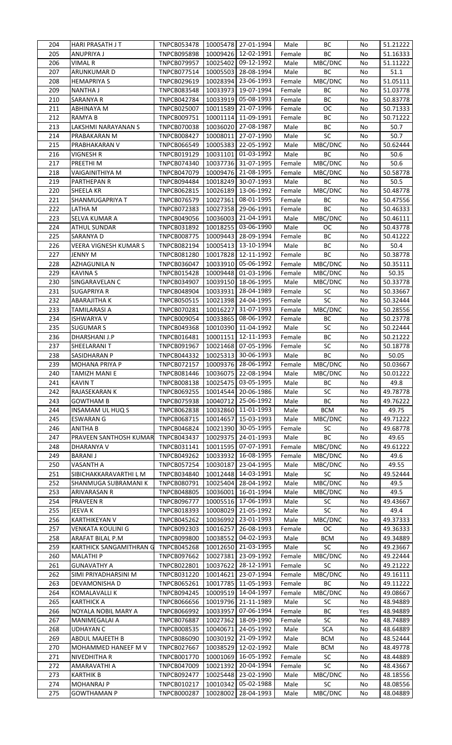| 204 | HARI PRASATH J T | TNPCB053478 | 10005478 | 27-01-1994 | Male | BC | No | 51.21222 |
|---|---|---|---|---|---|---|---|---|
| 205 | ANUPRIYA J | TNPCB095898 | 10009426 | 12-02-1991 | Female | BC | No | 51.16333 |
| 206 | VIMAL R | TNPCB079957 | 10025402 | 09-12-1992 | Male | MBC/DNC | No | 51.11222 |
| 207 | ARUNKUMAR D | TNPCB077514 | 10005503 | 28-08-1994 | Male | BC | No | 51.1 |
| 208 | HEMAPRIYA S | TNPCB029619 | 10028394 | 23-06-1993 | Female | MBC/DNC | No | 51.05111 |
| 209 | NANTHA J | TNPCB083548 | 10033973 | 19-07-1994 | Female | BC | No | 51.03778 |
| 210 | SARANYA R | TNPCB042784 | 10033919 | 05-08-1993 | Female | BC | No | 50.83778 |
| 211 | ABHINAYA M | TNPCB025007 | 10011589 | 21-07-1996 | Female | OC | No | 50.71333 |
| 212 | RAMYA B | TNPCB009751 | 10001114 | 11-09-1991 | Female | BC | No | 50.71222 |
| 213 | LAKSHMI NARAYANAN S | TNPCB070038 | 10036020 | 27-08-1987 | Male | BC | No | 50.7 |
| 214 | PRABAKARAN M | TNPCB008427 | 10008011 | 27-07-1990 | Male | SC | No | 50.7 |
| 215 | PRABHAKARAN V | TNPCB066549 | 10005383 | 22-05-1992 | Male | MBC/DNC | No | 50.62444 |
| 216 | VIGNESH R | TNPCB019129 | 10031101 | 01-03-1992 | Male | BC | No | 50.6 |
| 217 | PREETHI M | TNPCB074340 | 10037736 | 31-07-1995 | Female | MBC/DNC | No | 50.6 |
| 218 | VAIGAINITHIYA M | TNPCB047079 | 10009476 | 21-08-1995 | Female | MBC/DNC | No | 50.58778 |
| 219 | PARTHEPAN R | TNPCB094484 | 10018249 | 30-07-1993 | Male | BC | No | 50.5 |
| 220 | SHEELA KR | TNPCB062815 | 10026189 | 13-06-1992 | Female | MBC/DNC | No | 50.48778 |
| 221 | SHANMUGAPRIYA T | TNPCB076579 | 10027361 | 08-01-1995 | Female | BC | No | 50.47556 |
| 222 | LATHA M | TNPCB072383 | 10027358 | 29-06-1991 | Female | BC | No | 50.46333 |
| 223 | SELVA KUMAR A | TNPCB049056 | 10036003 | 21-04-1991 | Male | MBC/DNC | No | 50.46111 |
| 224 | ATHUL SUNDAR | TNPCB031892 | 10018255 | 03-06-1990 | Male | OC | No | 50.43778 |
| 225 | SARANYA D | TNPCB008775 | 10009443 | 28-09-1994 | Female | BC | No | 50.41222 |
| 226 | VEERA VIGNESH KUMAR S | TNPCB082194 | 10005413 | 13-10-1994 | Male | BC | No | 50.4 |
| 227 | JENNY M | TNPCB081280 | 10017828 | 12-11-1992 | Female | BC | No | 50.38778 |
| 228 | AZHAGUNILA N | TNPCB036047 | 10033910 | 05-06-1992 | Female | MBC/DNC | No | 50.35111 |
| 229 | KAVINA S | TNPCB015428 | 10009448 | 01-03-1996 | Female | MBC/DNC | No | 50.35 |
| 230 | SINGARAVELAN C | TNPCB034907 | 10039150 | 18-06-1995 | Male | MBC/DNC | No | 50.33778 |
| 231 | SUGAPRIYA R | TNPCB048904 | 10033931 | 28-04-1989 | Female | SC | No | 50.33667 |
| 232 | ABARAJITHA K | TNPCB050515 | 10021398 | 24-04-1995 | Female | SC | No | 50.32444 |
| 233 | TAMILARASI A | TNPCB070281 | 10016227 | 31-07-1993 | Female | MBC/DNC | No | 50.28556 |
| 234 | ISHWARYA V | TNPCB009054 | 10033865 | 08-06-1992 | Female | BC | No | 50.23778 |
| 235 | SUGUMAR S | TNPCB049368 | 10010390 | 11-04-1992 | Male | SC | No | 50.22444 |
| 236 | DHARSHANI J.P | TNPCB016481 | 10001151 | 12-11-1993 | Female | BC | No | 50.21222 |
| 237 | SHEELARANI T | TNPCB091967 | 10021468 | 07-05-1996 | Female | SC | No | 50.18778 |
| 238 | SASIDHARAN P | TNPCB044332 | 10025313 | 30-06-1993 | Male | BC | No | 50.05 |
| 239 | MOHANA PRIYA P | TNPCB072157 | 10009376 | 28-06-1992 | Female | MBC/DNC | No | 50.03667 |
| 240 | TAMIZH MANI E | TNPCB081446 | 10036075 | 22-08-1994 | Male | MBC/DNC | No | 50.01222 |
| 241 | KAVIN T | TNPCB008138 | 10025475 | 03-05-1995 | Male | BC | No | 49.8 |
| 242 | RAJASEKARAN K | TNPCB069255 | 10014544 | 20-06-1986 | Male | SC | No | 49.78778 |
| 243 | GOWTHAM B | TNPCB075938 | 10040712 | 25-06-1992 | Male | BC | No | 49.76222 |
| 244 | INSAMAM UL HUQ S | TNPCB062838 | 10032860 | 11-01-1993 | Male | BCM | No | 49.75 |
| 245 | ESWARAN G | TNPCB068715 | 10014657 | 15-03-1993 | Male | MBC/DNC | No | 49.71222 |
| 246 | ANITHA B | TNPCB046824 | 10021390 | 30-05-1995 | Female | SC | No | 49.68778 |
| 247 | PRAVEEN SANTHOSH KUMAR | TNPCB043437 | 10029375 | 24-01-1993 | Male | BC | No | 49.65 |
| 248 | DHARANYA V | TNPCB031141 | 10011595 | 07-07-1991 | Female | MBC/DNC | No | 49.61222 |
| 249 | BARANI J | TNPCB049262 | 10033932 | 16-08-1995 | Female | MBC/DNC | No | 49.6 |
| 250 | VASANTH A | TNPCB057254 | 10030187 | 23-04-1995 | Male | MBC/DNC | No | 49.55 |
| 251 | SIBICHAKKARAVARTHI L M | TNPCB034840 | 10012448 | 14-03-1991 | Male | SC | No | 49.52444 |
| 252 | SHANMUGA SUBRAMANI K | TNPCB080791 | 10025404 | 28-04-1992 | Male | MBC/DNC | No | 49.5 |
| 253 | ARIVARASAN R | TNPCB048805 | 10036001 | 16-01-1994 | Male | MBC/DNC | No | 49.5 |
| 254 | PRAVEEN R | TNPCB096777 | 10005516 | 17-06-1993 | Male | SC | No | 49.43667 |
| 255 | JEEVA K | TNPCB018393 | 10008029 | 21-05-1992 | Male | SC | No | 49.4 |
| 256 | KARTHIKEYAN V | TNPCB045262 | 10036992 | 23-01-1993 | Male | MBC/DNC | No | 49.37333 |
| 257 | VENKATA KOULINI G | TNPCB092303 | 10016257 | 26-08-1993 | Female | OC | No | 49.36333 |
| 258 | ARAFAT BILAL P.M | TNPCB099800 | 10038552 | 04-02-1993 | Male | BCM | No | 49.34889 |
| 259 | KARTHICK SANGAMITHRAN G | TNPCB045268 | 10012650 | 21-03-1995 | Male | SC | No | 49.23667 |
| 260 | MALATHI P | TNPCB097662 | 10027381 | 23-09-1992 | Female | MBC/DNC | No | 49.22444 |
| 261 | GUNAVATHY A | TNPCB022801 | 10037622 | 28-12-1991 | Female | SC | No | 49.21222 |
| 262 | SIMI PRIYADHARSINI M | TNPCB031220 | 10014621 | 23-07-1994 | Female | MBC/DNC | No | 49.16111 |
| 263 | DEVAMONISHA D | TNPCB065261 | 10017785 | 11-05-1993 | Female | BC | No | 49.11222 |
| 264 | KOMALAVALLI K | TNPCB094245 | 10009519 | 14-04-1997 | Female | MBC/DNC | No | 49.08667 |
| 265 | KARTHICK A | TNPCB066656 | 10019796 | 21-11-1989 | Male | SC | No | 48.94889 |
| 266 | NOYALA NOBIL MARY A | TNPCB066992 | 10033957 | 07-06-1994 | Female | BC | Yes | 48.94889 |
| 267 | MANIMEGALAI A | TNPCB076887 | 10027362 | 18-09-1990 | Female | SC | No | 48.74889 |
| 268 | UDHAYAN C | TNPCB008535 | 10040671 | 24-05-1992 | Male | SCA | No | 48.64889 |
| 269 | ABDUL MAJEETH B | TNPCB086090 | 10030192 | 21-09-1992 | Male | BCM | No | 48.52444 |
| 270 | MOHAMMED HANEEF M V | TNPCB027667 | 10038529 | 12-02-1992 | Male | BCM | No | 48.49778 |
| 271 | NIVEDHITHA R | TNPCB001770 | 10001069 | 16-05-1992 | Female | SC | No | 48.44889 |
| 272 | AMARAVATHI A | TNPCB047009 | 10021392 | 20-04-1994 | Female | SC | No | 48.43667 |
| 273 | KARTHIK B | TNPCB092477 | 10025448 | 23-02-1990 | Male | MBC/DNC | No | 48.18556 |
| 274 | MOHANRAJ P | TNPCB010217 | 10010342 | 05-02-1988 | Male | SC | No | 48.08556 |
| 275 | GOWTHAMAN P | TNPCB000287 | 10028002 | 28-04-1993 | Male | MBC/DNC | No | 48.04889 |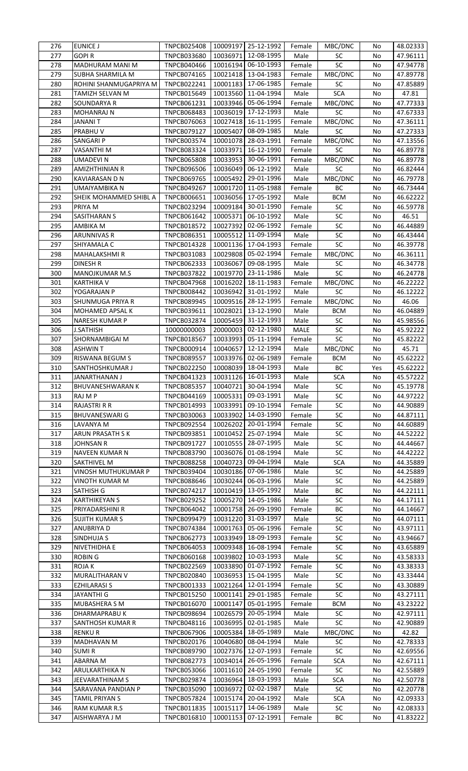| 276 | EUNICE J | TNPCB025408 | 10009197 | 25-12-1992 | Female | MBC/DNC | No | 48.02333 |
|---|---|---|---|---|---|---|---|---|
| 277 | GOPI R | TNPCB033680 | 10036971 | 12-08-1995 | Male | SC | No | 47.96111 |
| 278 | MADHURAM MANI M | TNPCB040466 | 10016194 | 06-10-1993 | Female | SC | No | 47.94778 |
| 279 | SUBHA SHARMILA M | TNPCB074165 | 10021418 | 13-04-1983 | Female | MBC/DNC | No | 47.89778 |
| 280 | ROHINI SHANMUGAPRIYA M | TNPCB022241 | 10001183 | 17-06-1985 | Female | SC | No | 47.85889 |
| 281 | TAMIZH SELVAN M | TNPCB015649 | 10013560 | 11-04-1994 | Male | SCA | No | 47.81 |
| 282 | SOUNDARYA R | TNPCB061231 | 10033946 | 05-06-1994 | Female | MBC/DNC | No | 47.77333 |
| 283 | MOHANRAJ N | TNPCB068483 | 10036019 | 17-12-1993 | Male | SC | No | 47.67333 |
| 284 | JANANI T | TNPCB076063 | 10027418 | 16-11-1995 | Female | MBC/DNC | No | 47.36111 |
| 285 | PRABHU V | TNPCB079127 | 10005407 | 08-09-1985 | Male | SC | No | 47.27333 |
| 286 | SANGARI P | TNPCB003574 | 10001078 | 28-03-1991 | Female | MBC/DNC | No | 47.13556 |
| 287 | VASANTHI M | TNPCB083324 | 10033971 | 16-12-1990 | Female | SC | No | 46.89778 |
| 288 | UMADEVI N | TNPCB065808 | 10033953 | 30-06-1991 | Female | MBC/DNC | No | 46.89778 |
| 289 | AMIZHTHINIAN R | TNPCB096506 | 10036049 | 06-12-1992 | Male | SC | No | 46.82444 |
| 290 | KAVIARASAN D N | TNPCB069765 | 10005492 | 29-01-1996 | Male | MBC/DNC | No | 46.79778 |
| 291 | UMAIYAMBIKA N | TNPCB049267 | 10001720 | 11-05-1988 | Female | BC | No | 46.73444 |
| 292 | SHEIK MOHAMMED SHIBL A | TNPCB006651 | 10036056 | 17-05-1992 | Male | BCM | No | 46.62222 |
| 293 | PRIYA M | TNPCB023294 | 10009184 | 30-01-1990 | Female | SC | No | 46.59778 |
| 294 | SASITHARAN S | TNPCB061642 | 10005371 | 06-10-1992 | Male | SC | No | 46.51 |
| 295 | AMBIKA M | TNPCB018572 | 10027392 | 02-06-1992 | Female | SC | No | 46.44889 |
| 296 | ARUNNIVAS R | TNPCB086351 | 10005512 | 11-09-1994 | Male | SC | No | 46.43444 |
| 297 | SHIYAMALA C | TNPCB014328 | 10001136 | 17-04-1993 | Female | SC | No | 46.39778 |
| 298 | MAHALAKSHMI R | TNPCB031083 | 10029808 | 05-02-1994 | Female | MBC/DNC | No | 46.36111 |
| 299 | DINESH R | TNPCB062333 | 10036067 | 09-08-1995 | Male | SC | No | 46.34778 |
| 300 | MANOJKUMAR M.S | TNPCB037822 | 10019770 | 23-11-1986 | Male | SC | No | 46.24778 |
| 301 | KARTHIKA V | TNPCB047968 | 10016202 | 18-11-1983 | Female | MBC/DNC | No | 46.22222 |
| 302 | YOGARAJAN P | TNPCB008442 | 10036942 | 31-01-1992 | Male | SC | No | 46.12222 |
| 303 | SHUNMUGA PRIYA R | TNPCB089945 | 10009516 | 28-12-1995 | Female | MBC/DNC | No | 46.06 |
| 304 | MOHAMED APSAL K | TNPCB039611 | 10028021 | 13-12-1990 | Male | BCM | No | 46.04889 |
| 305 | NARESH KUMAR P | TNPCB032874 | 10005459 | 31-12-1993 | Male | SC | No | 45.98556 |
| 306 | J.SATHISH | 10000000003 | 20000003 | 02-12-1980 | MALE | SC | No | 45.92222 |
| 307 | SHORNAMBIGAI M | TNPCB018567 | 10033993 | 05-11-1994 | Female | SC | No | 45.82222 |
| 308 | ASHWIN T | TNPCB000914 | 10040657 | 12-12-1994 | Male | MBC/DNC | No | 45.71 |
| 309 | RISWANA BEGUM S | TNPCB089557 | 10033976 | 02-06-1989 | Female | BCM | No | 45.62222 |
| 310 | SANTHOSHKUMAR J | TNPCB022250 | 10008039 | 18-04-1993 | Male | BC | Yes | 45.62222 |
| 311 | JANARTHANAN J | TNPCB041323 | 10031126 | 16-01-1993 | Male | SCA | No | 45.57222 |
| 312 | BHUVANESHWARAN K | TNPCB085357 | 10040721 | 30-04-1994 | Male | SC | No | 45.19778 |
| 313 | RAJ M P | TNPCB044169 | 10005331 | 09-03-1991 | Male | SC | No | 44.97222 |
| 314 | RAJASTRI R R | TNPCB014993 | 10033991 | 09-10-1994 | Female | SC | No | 44.90889 |
| 315 | BHUVANESWARI G | TNPCB030063 | 10033902 | 14-03-1990 | Female | SC | No | 44.87111 |
| 316 | LAVANYA M | TNPCB092554 | 10026202 | 20-01-1994 | Female | SC | No | 44.60889 |
| 317 | ARUN PRASATH S K | TNPCB093851 | 10010452 | 25-07-1994 | Male | SC | No | 44.52222 |
| 318 | JOHNSAN R | TNPCB091727 | 10010555 | 28-07-1995 | Male | SC | No | 44.44667 |
| 319 | NAVEEN KUMAR N | TNPCB083790 | 10036076 | 01-08-1994 | Male | SC | No | 44.42222 |
| 320 | SAKTHIVEL M | TNPCB088258 | 10040723 | 09-04-1994 | Male | SCA | No | 44.35889 |
| 321 | VINOSH MUTHUKUMAR P | TNPCB039404 | 10030186 | 07-06-1986 | Male | SC | No | 44.25889 |
| 322 | VINOTH KUMAR M | TNPCB088646 | 10030244 | 06-03-1996 | Male | SC | No | 44.25889 |
| 323 | SATHISH G | TNPCB074217 | 10010419 | 13-05-1992 | Male | BC | No | 44.22111 |
| 324 | KARTHIKEYAN S | TNPCB029252 | 10005270 | 14-05-1986 | Male | SC | No | 44.17111 |
| 325 | PRIYADARSHINI R | TNPCB064042 | 10001758 | 26-09-1990 | Female | BC | No | 44.14667 |
| 326 | SUJITH KUMAR S | TNPCB099479 | 10031220 | 31-03-1997 | Male | SC | No | 44.07111 |
| 327 | ANUBRIYA D | TNPCB074384 | 10001763 | 05-06-1996 | Female | SC | No | 43.97111 |
| 328 | SINDHUJA S | TNPCB062773 | 10033949 | 18-09-1993 | Female | SC | No | 43.94667 |
| 329 | NIVETHIDHA E | TNPCB064053 | 10009348 | 16-08-1994 | Female | SC | No | 43.65889 |
| 330 | ROBIN G | TNPCB060168 | 10039802 | 10-03-1993 | Male | SC | No | 43.58333 |
| 331 | ROJA K | TNPCB022569 | 10033890 | 01-07-1992 | Female | SC | No | 43.38333 |
| 332 | MURALITHARAN V | TNPCB020840 | 10036953 | 15-04-1995 | Male | SC | No | 43.33444 |
| 333 | EZHILARASI S | TNPCB001333 | 10021264 | 12-01-1994 | Female | SC | No | 43.30889 |
| 334 | JAYANTHI G | TNPCB015250 | 10001141 | 29-01-1985 | Female | SC | No | 43.27111 |
| 335 | MUBASHERA S M | TNPCB016070 | 10001147 | 05-01-1995 | Female | BCM | No | 43.23222 |
| 336 | DHARMAPRABU K | TNPCB098694 | 10026579 | 20-05-1994 | Male | SC | No | 42.97111 |
| 337 | SANTHOSH KUMAR R | TNPCB048116 | 10036995 | 02-01-1985 | Male | SC | No | 42.90889 |
| 338 | RENKU R | TNPCB067906 | 10005384 | 18-05-1989 | Male | MBC/DNC | No | 42.82 |
| 339 | MADHAVAN M | TNPCB020176 | 10040680 | 08-04-1994 | Male | SC | No | 42.78333 |
| 340 | SUMI R | TNPCB089790 | 10027376 | 12-07-1993 | Female | SC | No | 42.69556 |
| 341 | ABARNA M | TNPCB082773 | 10034014 | 26-05-1996 | Female | SCA | No | 42.67111 |
| 342 | ARULKARTHIKA N | TNPCB053066 | 10011610 | 24-05-1990 | Female | SC | No | 42.55889 |
| 343 | JEEVARATHINAM S | TNPCB029874 | 10036964 | 18-03-1993 | Male | SCA | No | 42.50778 |
| 344 | SARAVANA PANDIAN P | TNPCB035090 | 10036972 | 02-02-1987 | Male | SC | No | 42.20778 |
| 345 | TAMIL PRIYAN S | TNPCB057824 | 10015174 | 20-04-1992 | Male | SCA | No | 42.09333 |
| 346 | RAM KUMAR R.S | TNPCB011835 | 10015117 | 14-06-1989 | Male | SC | No | 42.08333 |
| 347 | AISHWARYA J M | TNPCB016810 | 10001153 | 07-12-1991 | Female | BC | No | 41.83222 |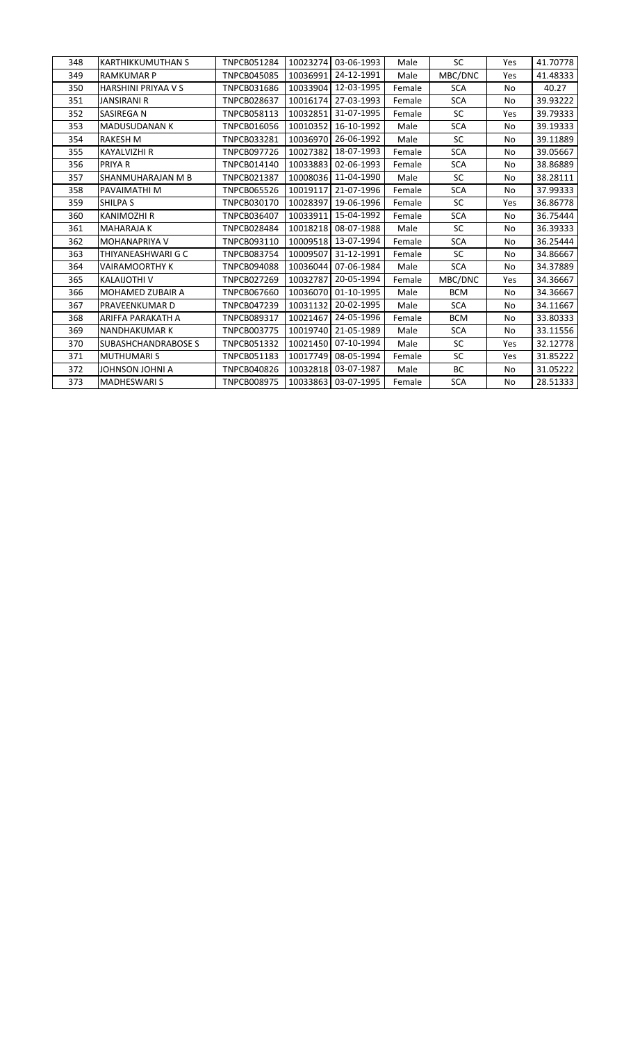| | | | | | | | | |
|---|---|---|---|---|---|---|---|---|
| 348 | KARTHIKKUMUTHAN S | TNPCB051284 | 10023274 | 03-06-1993 | Male | SC | Yes | 41.70778 |
| 349 | RAMKUMAR P | TNPCB045085 | 10036991 | 24-12-1991 | Male | MBC/DNC | Yes | 41.48333 |
| 350 | HARSHINI PRIYAA V S | TNPCB031686 | 10033904 | 12-03-1995 | Female | SCA | No | 40.27 |
| 351 | JANSIRANI R | TNPCB028637 | 10016174 | 27-03-1993 | Female | SCA | No | 39.93222 |
| 352 | SASIREGA N | TNPCB058113 | 10032851 | 31-07-1995 | Female | SC | Yes | 39.79333 |
| 353 | MADUSUDANAN K | TNPCB016056 | 10010352 | 16-10-1992 | Male | SCA | No | 39.19333 |
| 354 | RAKESH M | TNPCB033281 | 10036970 | 26-06-1992 | Male | SC | No | 39.11889 |
| 355 | KAYALVIZHI R | TNPCB097726 | 10027382 | 18-07-1993 | Female | SCA | No | 39.05667 |
| 356 | PRIYA R | TNPCB014140 | 10033883 | 02-06-1993 | Female | SCA | No | 38.86889 |
| 357 | SHANMUHARAJAN M B | TNPCB021387 | 10008036 | 11-04-1990 | Male | SC | No | 38.28111 |
| 358 | PAVAIMATHI M | TNPCB065526 | 10019117 | 21-07-1996 | Female | SCA | No | 37.99333 |
| 359 | SHILPA S | TNPCB030170 | 10028397 | 19-06-1996 | Female | SC | Yes | 36.86778 |
| 360 | KANIMOZHI R | TNPCB036407 | 10033911 | 15-04-1992 | Female | SCA | No | 36.75444 |
| 361 | MAHARAJA K | TNPCB028484 | 10018218 | 08-07-1988 | Male | SC | No | 36.39333 |
| 362 | MOHANAPRIYA V | TNPCB093110 | 10009518 | 13-07-1994 | Female | SCA | No | 36.25444 |
| 363 | THIYANEASHWARI G C | TNPCB083754 | 10009507 | 31-12-1991 | Female | SC | No | 34.86667 |
| 364 | VAIRAMOORTHY K | TNPCB094088 | 10036044 | 07-06-1984 | Male | SCA | No | 34.37889 |
| 365 | KALAIJOTHI V | TNPCB027269 | 10032787 | 20-05-1994 | Female | MBC/DNC | Yes | 34.36667 |
| 366 | MOHAMED ZUBAIR A | TNPCB067660 | 10036070 | 01-10-1995 | Male | BCM | No | 34.36667 |
| 367 | PRAVEENKUMAR D | TNPCB047239 | 10031132 | 20-02-1995 | Male | SCA | No | 34.11667 |
| 368 | ARIFFA PARAKATH A | TNPCB089317 | 10021467 | 24-05-1996 | Female | BCM | No | 33.80333 |
| 369 | NANDHAKUMAR K | TNPCB003775 | 10019740 | 21-05-1989 | Male | SCA | No | 33.11556 |
| 370 | SUBASHCHANDRABOSE S | TNPCB051332 | 10021450 | 07-10-1994 | Male | SC | Yes | 32.12778 |
| 371 | MUTHUMARI S | TNPCB051183 | 10017749 | 08-05-1994 | Female | SC | Yes | 31.85222 |
| 372 | JOHNSON JOHNI A | TNPCB040826 | 10032818 | 03-07-1987 | Male | BC | No | 31.05222 |
| 373 | MADHESWARI S | TNPCB008975 | 10033863 | 03-07-1995 | Female | SCA | No | 28.51333 |